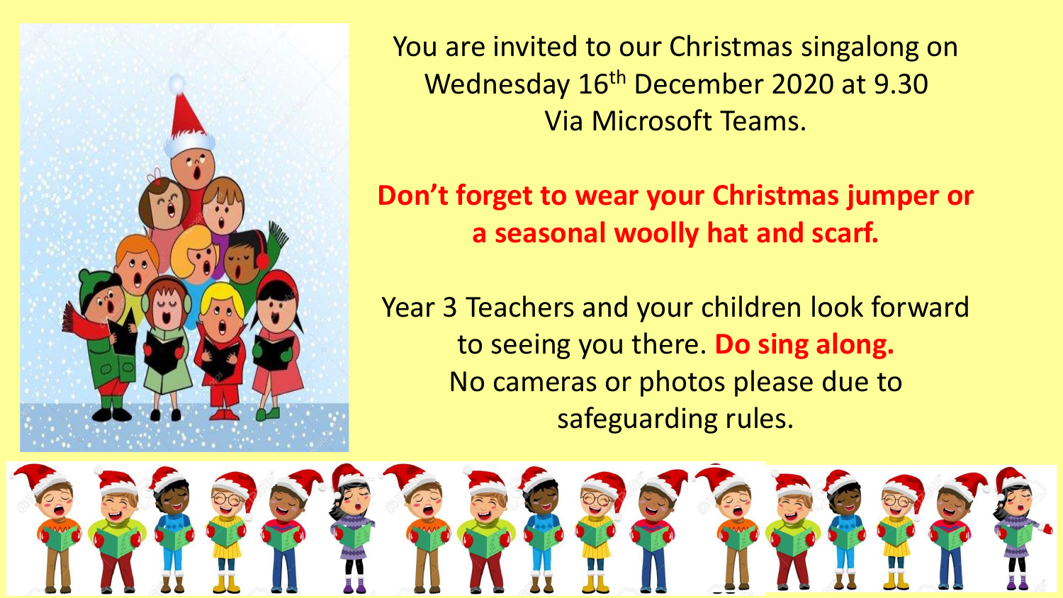You are invited to our Christmas singalong on Wednesday 16th December 2020 at 9.30 Via Microsoft Teams.

**Don't forget to wear your Christmas jumper or a seasonal woolly hat and scarf.**

Year 3 Teachers and your children look forward to seeing you there. **Do sing along.**
No cameras or photos please due to safeguarding rules.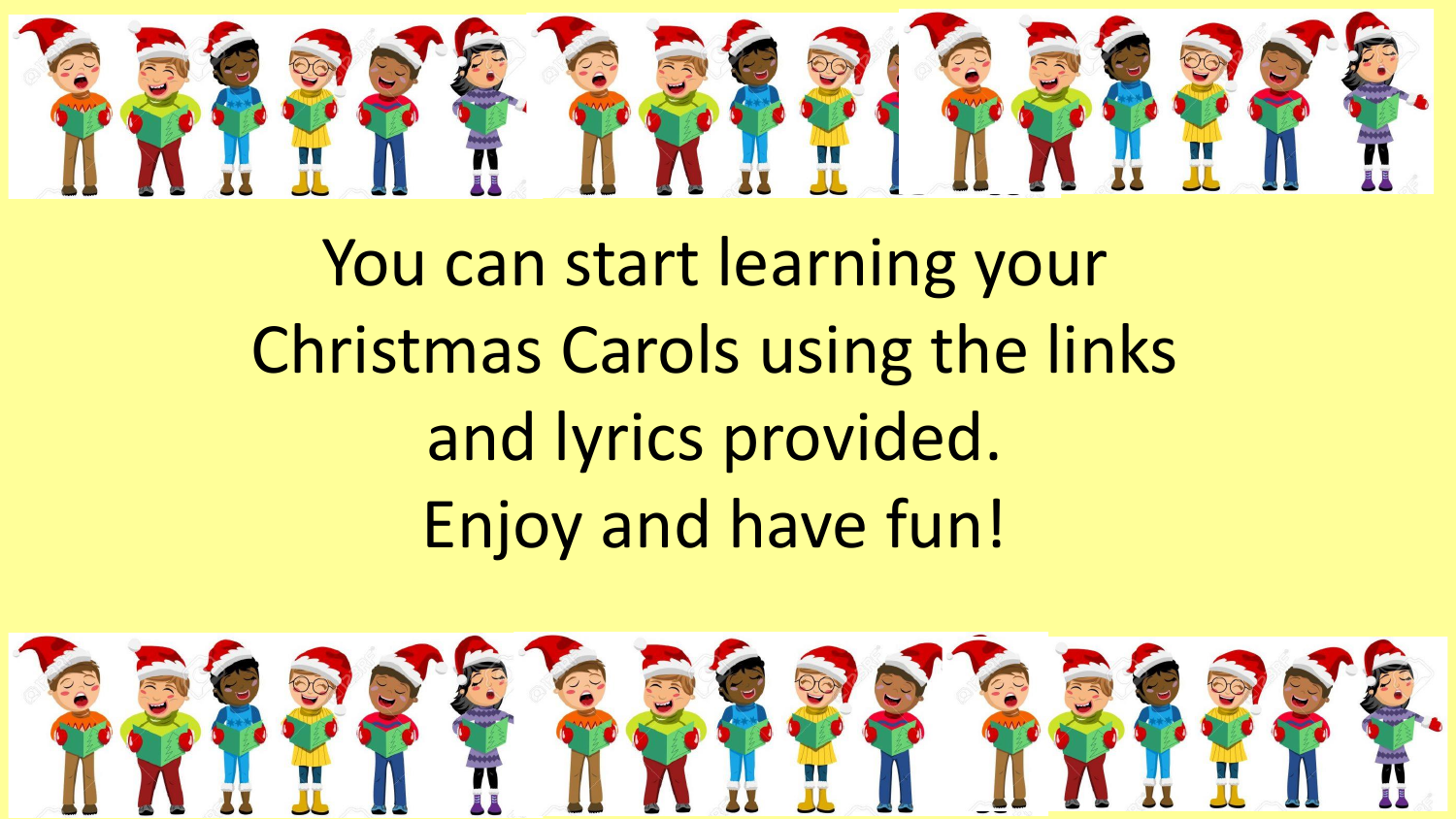You can start learning your Christmas Carols using the links and lyrics provided.

Enjoy and have fun!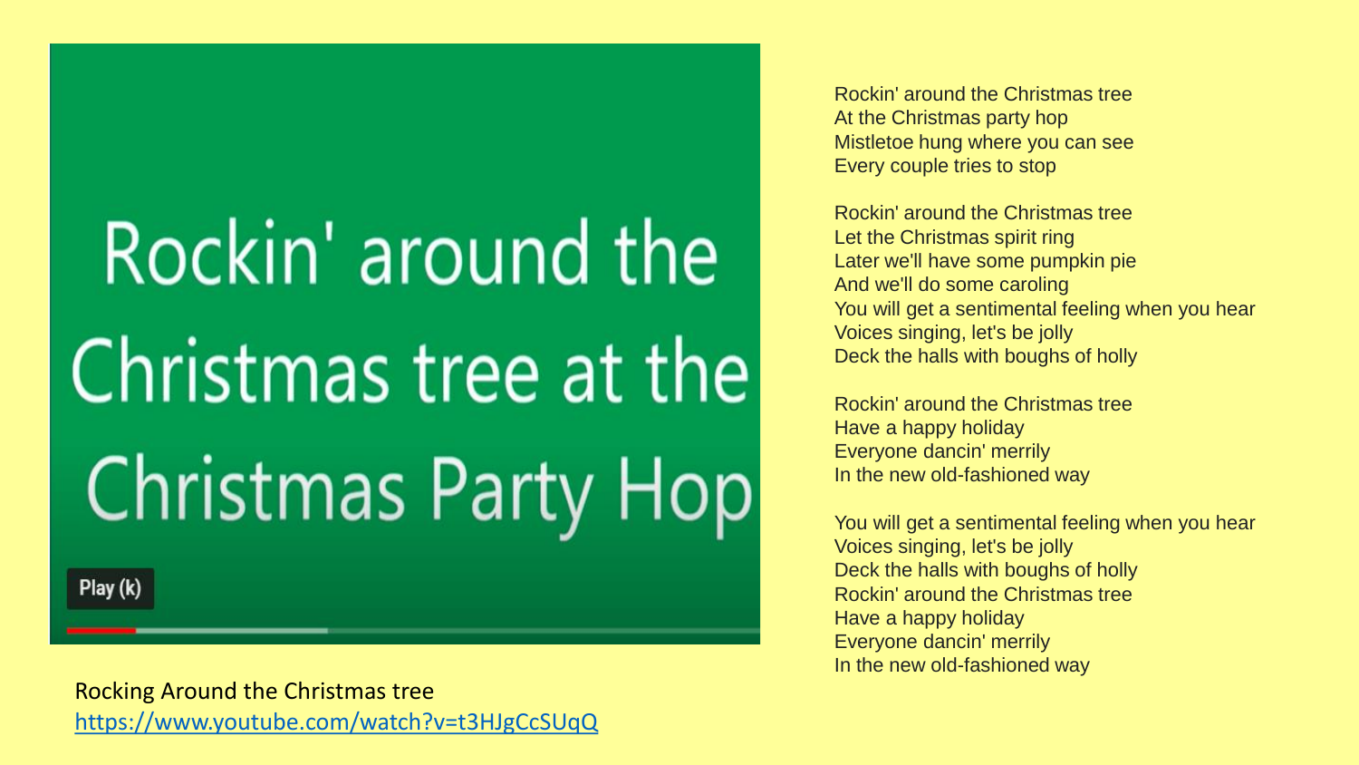Rocking Around the Christmas tree
https://www.youtube.com/watch?v=t3HJgCcSUqQ

Rockin' around the Christmas tree
At the Christmas party hop
Mistletoe hung where you can see
Every couple tries to stop

Rockin' around the Christmas tree
Let the Christmas spirit ring
Later we'll have some pumpkin pie
And we'll do some caroling
You will get a sentimental feeling when you hear
Voices singing, let's be jolly
Deck the halls with boughs of holly

Rockin' around the Christmas tree
Have a happy holiday
Everyone dancin' merrily
In the new old-fashioned way

You will get a sentimental feeling when you hear
Voices singing, let's be jolly
Deck the halls with boughs of holly
Rockin' around the Christmas tree
Have a happy holiday
Everyone dancin' merrily
In the new old-fashioned way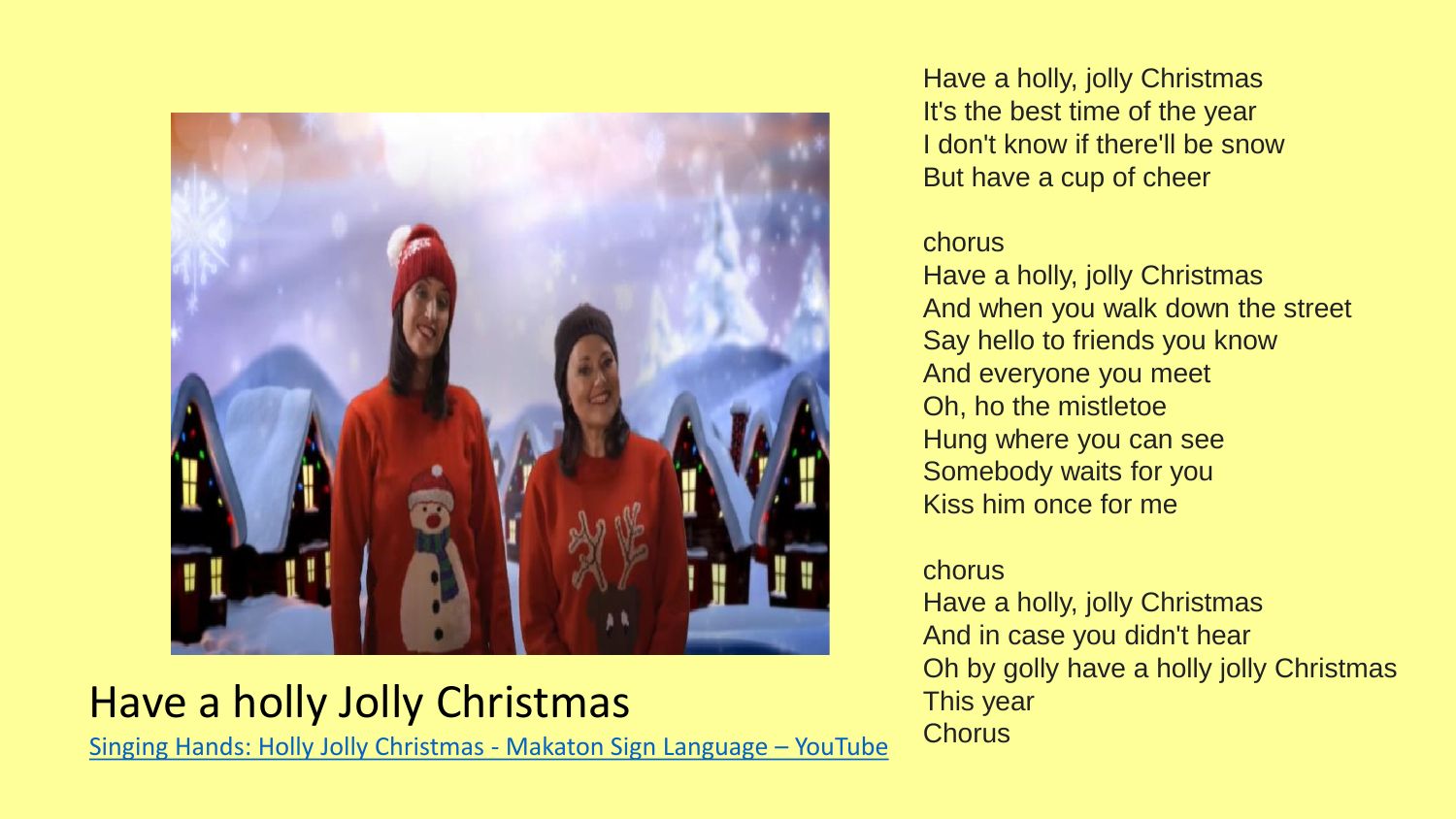# Have a holly Jolly Christmas

Singing Hands: Holly Jolly Christmas - Makaton Sign Language – YouTube

Have a holly, jolly Christmas
It's the best time of the year
I don't know if there'll be snow
But have a cup of cheer

chorus
Have a holly, jolly Christmas
And when you walk down the street
Say hello to friends you know
And everyone you meet
Oh, ho the mistletoe
Hung where you can see
Somebody waits for you
Kiss him once for me

chorus
Have a holly, jolly Christmas
And in case you didn't hear
Oh by golly have a holly jolly Christmas
This year
Chorus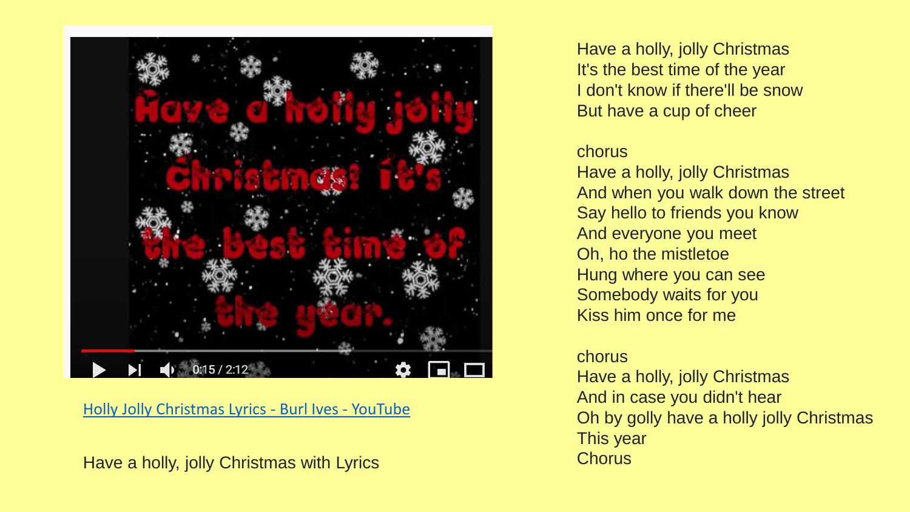[Holly Jolly Christmas Lyrics - Burl Ives - YouTube](#)

Have a holly, jolly Christmas with Lyrics

Have a holly, jolly Christmas
It's the best time of the year
I don't know if there'll be snow
But have a cup of cheer

chorus
Have a holly, jolly Christmas
And when you walk down the street
Say hello to friends you know
And everyone you meet
Oh, ho the mistletoe
Hung where you can see
Somebody waits for you
Kiss him once for me

chorus
Have a holly, jolly Christmas
And in case you didn't hear
Oh by golly have a holly jolly Christmas
This year
Chorus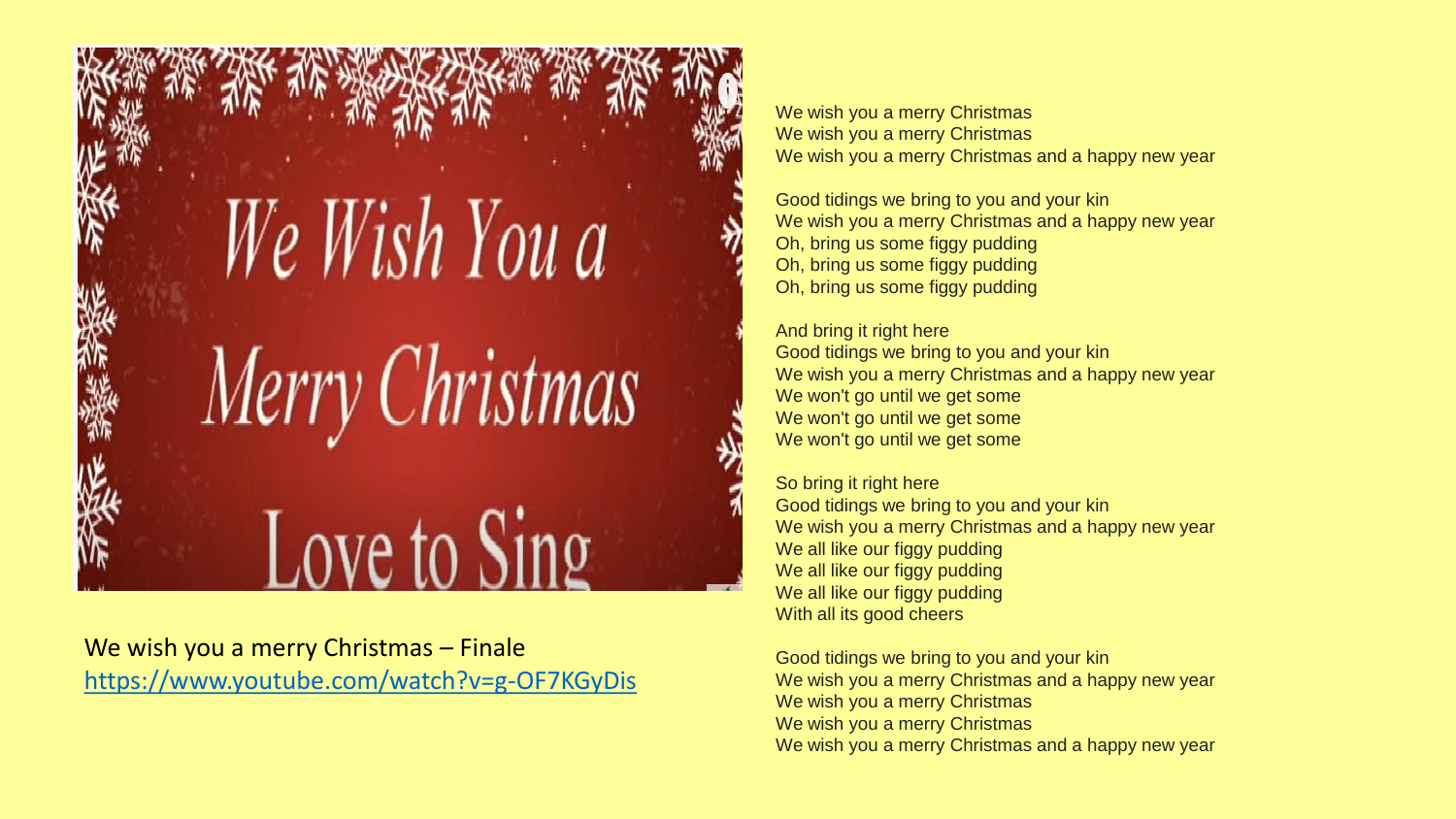We wish you a merry Christmas – Finale
https://www.youtube.com/watch?v=g-OF7KGyDis

We wish you a merry Christmas
We wish you a merry Christmas
We wish you a merry Christmas and a happy new year

Good tidings we bring to you and your kin
We wish you a merry Christmas and a happy new year
Oh, bring us some figgy pudding
Oh, bring us some figgy pudding
Oh, bring us some figgy pudding

And bring it right here
Good tidings we bring to you and your kin
We wish you a merry Christmas and a happy new year
We won't go until we get some
We won't go until we get some
We won't go until we get some

So bring it right here
Good tidings we bring to you and your kin
We wish you a merry Christmas and a happy new year
We all like our figgy pudding
We all like our figgy pudding
We all like our figgy pudding
With all its good cheers

Good tidings we bring to you and your kin
We wish you a merry Christmas and a happy new year
We wish you a merry Christmas
We wish you a merry Christmas
We wish you a merry Christmas and a happy new year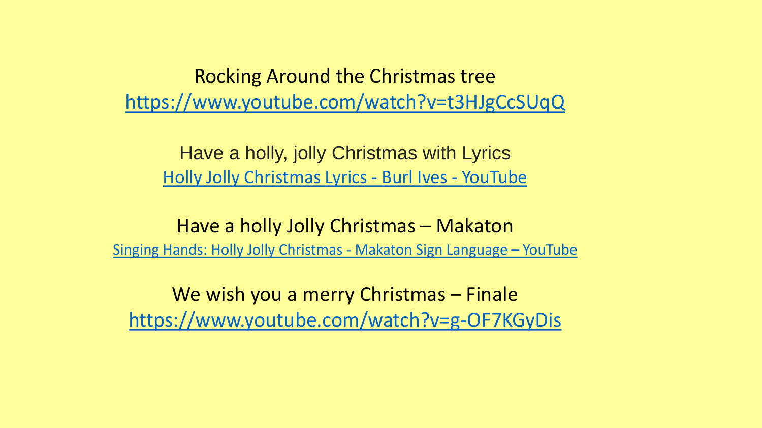Rocking Around the Christmas tree

https://www.youtube.com/watch?v=t3HJgCcSUqQ

Have a holly, jolly Christmas with Lyrics

Holly Jolly Christmas Lyrics - Burl Ives - YouTube

Have a holly Jolly Christmas – Makaton

Singing Hands: Holly Jolly Christmas - Makaton Sign Language – YouTube

We wish you a merry Christmas – Finale

https://www.youtube.com/watch?v=g-OF7KGyDis